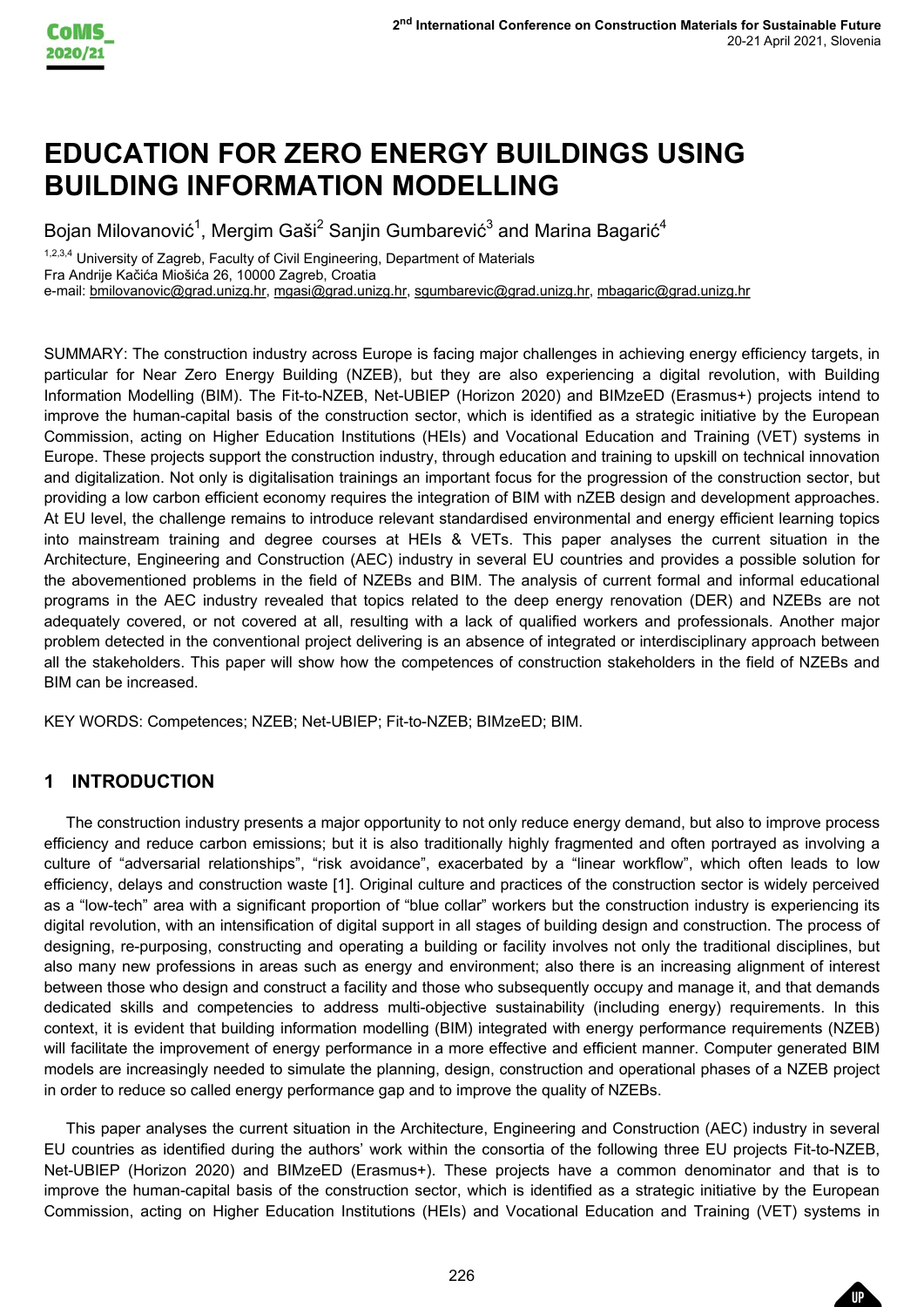# EDUCATION FOR ZERO ENERGY BUILDINGS USING BUILDING INFORMATION MODELLING

Bojan Milovanović[1], Mergim Gaši[2] Sanjin Gumbarević[3] and Marina Bagarić[4]

[1,2,3,4] University of Zagreb, Faculty of Civil Engineering, Department of Materials
Fra Andrije Kačića Miošića 26, 10000 Zagreb, Croatia
e-mail: bmilovanovic@grad.unizg.hr, mgasi@grad.unizg.hr, sgumbarevic@grad.unizg.hr, mbagaric@grad.unizg.hr

SUMMARY: The construction industry across Europe is facing major challenges in achieving energy efficiency targets, in particular for Near Zero Energy Building (NZEB), but they are also experiencing a digital revolution, with Building Information Modelling (BIM). The Fit-to-NZEB, Net-UBIEP (Horizon 2020) and BIMzeED (Erasmus+) projects intend to improve the human-capital basis of the construction sector, which is identified as a strategic initiative by the European Commission, acting on Higher Education Institutions (HEIs) and Vocational Education and Training (VET) systems in Europe. These projects support the construction industry, through education and training to upskill on technical innovation and digitalization. Not only is digitalisation trainings an important focus for the progression of the construction sector, but providing a low carbon efficient economy requires the integration of BIM with nZEB design and development approaches. At EU level, the challenge remains to introduce relevant standardised environmental and energy efficient learning topics into mainstream training and degree courses at HEIs & VETs. This paper analyses the current situation in the Architecture, Engineering and Construction (AEC) industry in several EU countries and provides a possible solution for the abovementioned problems in the field of NZEBs and BIM. The analysis of current formal and informal educational programs in the AEC industry revealed that topics related to the deep energy renovation (DER) and NZEBs are not adequately covered, or not covered at all, resulting with a lack of qualified workers and professionals. Another major problem detected in the conventional project delivering is an absence of integrated or interdisciplinary approach between all the stakeholders. This paper will show how the competences of construction stakeholders in the field of NZEBs and BIM can be increased.

KEY WORDS: Competences; NZEB; Net-UBIEP; Fit-to-NZEB; BIMzeED; BIM.

## 1 INTRODUCTION

The construction industry presents a major opportunity to not only reduce energy demand, but also to improve process efficiency and reduce carbon emissions; but it is also traditionally highly fragmented and often portrayed as involving a culture of "adversarial relationships", "risk avoidance", exacerbated by a "linear workflow", which often leads to low efficiency, delays and construction waste [1]. Original culture and practices of the construction sector is widely perceived as a "low-tech" area with a significant proportion of "blue collar" workers but the construction industry is experiencing its digital revolution, with an intensification of digital support in all stages of building design and construction. The process of designing, re-purposing, constructing and operating a building or facility involves not only the traditional disciplines, but also many new professions in areas such as energy and environment; also there is an increasing alignment of interest between those who design and construct a facility and those who subsequently occupy and manage it, and that demands dedicated skills and competencies to address multi-objective sustainability (including energy) requirements. In this context, it is evident that building information modelling (BIM) integrated with energy performance requirements (NZEB) will facilitate the improvement of energy performance in a more effective and efficient manner. Computer generated BIM models are increasingly needed to simulate the planning, design, construction and operational phases of a NZEB project in order to reduce so called energy performance gap and to improve the quality of NZEBs.

This paper analyses the current situation in the Architecture, Engineering and Construction (AEC) industry in several EU countries as identified during the authors' work within the consortia of the following three EU projects Fit-to-NZEB, Net-UBIEP (Horizon 2020) and BIMzeED (Erasmus+). These projects have a common denominator and that is to improve the human-capital basis of the construction sector, which is identified as a strategic initiative by the European Commission, acting on Higher Education Institutions (HEIs) and Vocational Education and Training (VET) systems in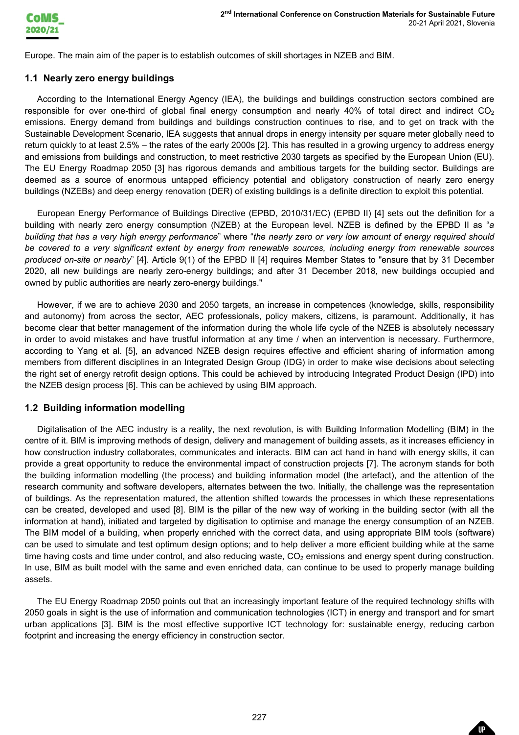Europe. The main aim of the paper is to establish outcomes of skill shortages in NZEB and BIM.

## 1.1 Nearly zero energy buildings

According to the International Energy Agency (IEA), the buildings and buildings construction sectors combined are responsible for over one-third of global final energy consumption and nearly 40% of total direct and indirect $CO_2$ emissions. Energy demand from buildings and buildings construction continues to rise, and to get on track with the Sustainable Development Scenario, IEA suggests that annual drops in energy intensity per square meter globally need to return quickly to at least 2.5% – the rates of the early 2000s [2]. This has resulted in a growing urgency to address energy and emissions from buildings and construction, to meet restrictive 2030 targets as specified by the European Union (EU). The EU Energy Roadmap 2050 [3] has rigorous demands and ambitious targets for the building sector. Buildings are deemed as a source of enormous untapped efficiency potential and obligatory construction of nearly zero energy buildings (NZEBs) and deep energy renovation (DER) of existing buildings is a definite direction to exploit this potential.

European Energy Performance of Buildings Directive (EPBD, 2010/31/EC) (EPBD II) [4] sets out the definition for a building with nearly zero energy consumption (NZEB) at the European level. NZEB is defined by the EPBD II as "*a building that has a very high energy performance*" where "*the nearly zero or very low amount of energy required should be covered to a very significant extent by energy from renewable sources, including energy from renewable sources produced on-site or nearby*" [4]. Article 9(1) of the EPBD II [4] requires Member States to "ensure that by 31 December 2020, all new buildings are nearly zero-energy buildings; and after 31 December 2018, new buildings occupied and owned by public authorities are nearly zero-energy buildings."

However, if we are to achieve 2030 and 2050 targets, an increase in competences (knowledge, skills, responsibility and autonomy) from across the sector, AEC professionals, policy makers, citizens, is paramount. Additionally, it has become clear that better management of the information during the whole life cycle of the NZEB is absolutely necessary in order to avoid mistakes and have trustful information at any time / when an intervention is necessary. Furthermore, according to Yang et al. [5], an advanced NZEB design requires effective and efficient sharing of information among members from different disciplines in an Integrated Design Group (IDG) in order to make wise decisions about selecting the right set of energy retrofit design options. This could be achieved by introducing Integrated Product Design (IPD) into the NZEB design process [6]. This can be achieved by using BIM approach.

## 1.2 Building information modelling

Digitalisation of the AEC industry is a reality, the next revolution, is with Building Information Modelling (BIM) in the centre of it. BIM is improving methods of design, delivery and management of building assets, as it increases efficiency in how construction industry collaborates, communicates and interacts. BIM can act hand in hand with energy skills, it can provide a great opportunity to reduce the environmental impact of construction projects [7]. The acronym stands for both the building information modelling (the process) and building information model (the artefact), and the attention of the research community and software developers, alternates between the two. Initially, the challenge was the representation of buildings. As the representation matured, the attention shifted towards the processes in which these representations can be created, developed and used [8]. BIM is the pillar of the new way of working in the building sector (with all the information at hand), initiated and targeted by digitisation to optimise and manage the energy consumption of an NZEB. The BIM model of a building, when properly enriched with the correct data, and using appropriate BIM tools (software) can be used to simulate and test optimum design options; and to help deliver a more efficient building while at the same time having costs and time under control, and also reducing waste, $CO_2$ emissions and energy spent during construction. In use, BIM as built model with the same and even enriched data, can continue to be used to properly manage building assets.

The EU Energy Roadmap 2050 points out that an increasingly important feature of the required technology shifts with 2050 goals in sight is the use of information and communication technologies (ICT) in energy and transport and for smart urban applications [3]. BIM is the most effective supportive ICT technology for: sustainable energy, reducing carbon footprint and increasing the energy efficiency in construction sector.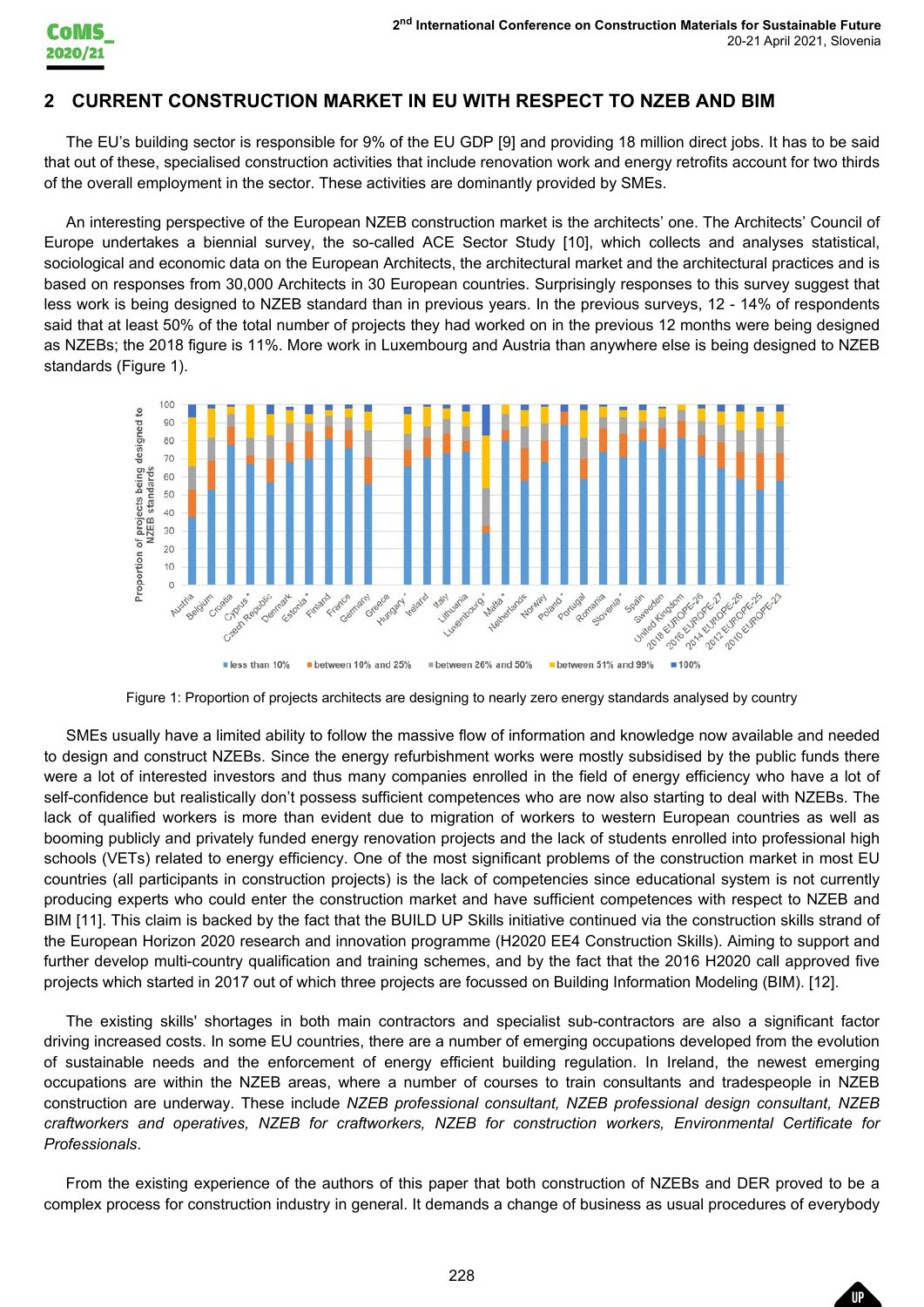## 2 CURRENT CONSTRUCTION MARKET IN EU WITH RESPECT TO NZEB AND BIM

The EU's building sector is responsible for 9% of the EU GDP [9] and providing 18 million direct jobs. It has to be said that out of these, specialised construction activities that include renovation work and energy retrofits account for two thirds of the overall employment in the sector. These activities are dominantly provided by SMEs.

An interesting perspective of the European NZEB construction market is the architects' one. The Architects' Council of Europe undertakes a biennial survey, the so-called ACE Sector Study [10], which collects and analyses statistical, sociological and economic data on the European Architects, the architectural market and the architectural practices and is based on responses from 30,000 Architects in 30 European countries. Surprisingly responses to this survey suggest that less work is being designed to NZEB standard than in previous years. In the previous surveys, 12 - 14% of respondents said that at least 50% of the total number of projects they had worked on in the previous 12 months were being designed as NZEBs; the 2018 figure is 11%. More work in Luxembourg and Austria than anywhere else is being designed to NZEB standards (Figure 1).

Figure 1: Proportion of projects architects are designing to nearly zero energy standards analysed by country

SMEs usually have a limited ability to follow the massive flow of information and knowledge now available and needed to design and construct NZEBs. Since the energy refurbishment works were mostly subsidised by the public funds there were a lot of interested investors and thus many companies enrolled in the field of energy efficiency who have a lot of self-confidence but realistically don't possess sufficient competences who are now also starting to deal with NZEBs. The lack of qualified workers is more than evident due to migration of workers to western European countries as well as booming publicly and privately funded energy renovation projects and the lack of students enrolled into professional high schools (VETs) related to energy efficiency. One of the most significant problems of the construction market in most EU countries (all participants in construction projects) is the lack of competencies since educational system is not currently producing experts who could enter the construction market and have sufficient competences with respect to NZEB and BIM [11]. This claim is backed by the fact that the BUILD UP Skills initiative continued via the construction skills strand of the European Horizon 2020 research and innovation programme (H2020 EE4 Construction Skills). Aiming to support and further develop multi-country qualification and training schemes, and by the fact that the 2016 H2020 call approved five projects which started in 2017 out of which three projects are focussed on Building Information Modeling (BIM). [12].

The existing skills' shortages in both main contractors and specialist sub-contractors are also a significant factor driving increased costs. In some EU countries, there are a number of emerging occupations developed from the evolution of sustainable needs and the enforcement of energy efficient building regulation. In Ireland, the newest emerging occupations are within the NZEB areas, where a number of courses to train consultants and tradespeople in NZEB construction are underway. These include *NZEB professional consultant, NZEB professional design consultant, NZEB craftworkers and operatives, NZEB for craftworkers, NZEB for construction workers, Environmental Certificate for Professionals*.

From the existing experience of the authors of this paper that both construction of NZEBs and DER proved to be a complex process for construction industry in general. It demands a change of business as usual procedures of everybody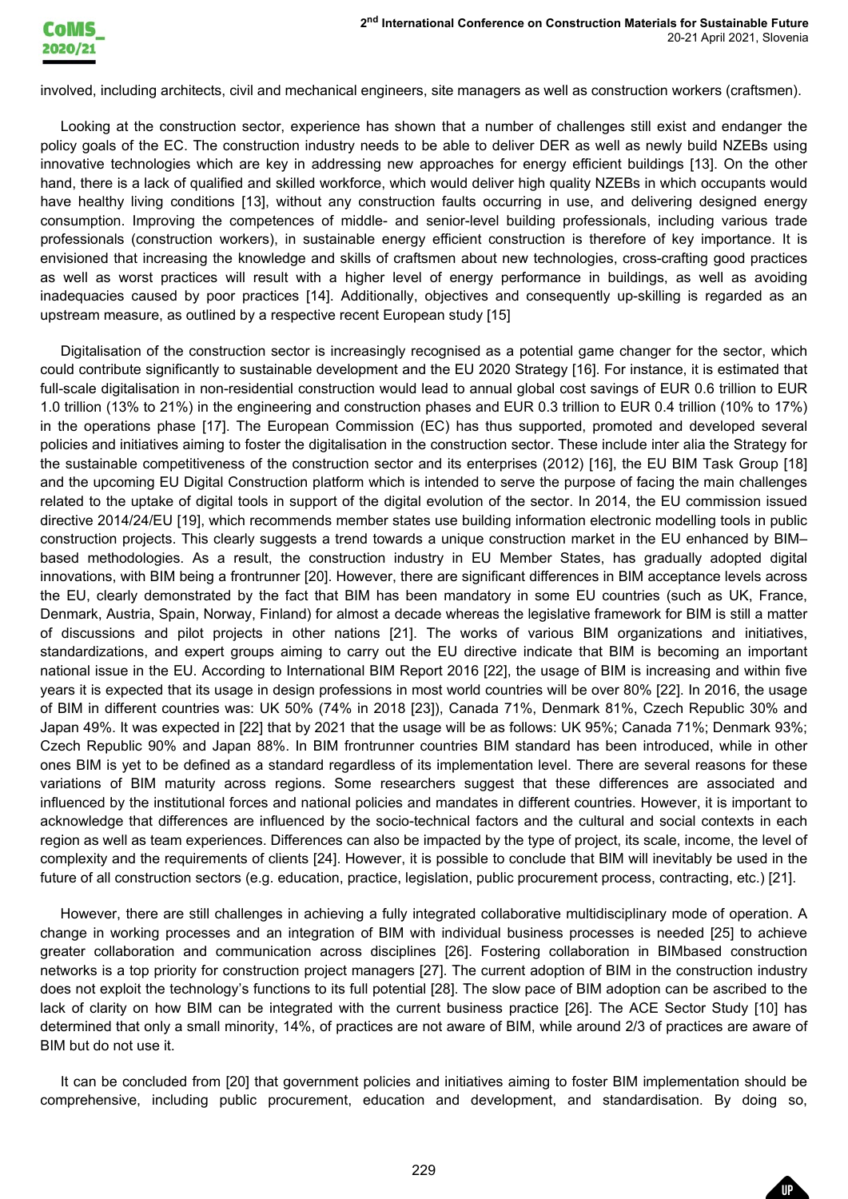involved, including architects, civil and mechanical engineers, site managers as well as construction workers (craftsmen).

Looking at the construction sector, experience has shown that a number of challenges still exist and endanger the policy goals of the EC. The construction industry needs to be able to deliver DER as well as newly build NZEBs using innovative technologies which are key in addressing new approaches for energy efficient buildings [13]. On the other hand, there is a lack of qualified and skilled workforce, which would deliver high quality NZEBs in which occupants would have healthy living conditions [13], without any construction faults occurring in use, and delivering designed energy consumption. Improving the competences of middle- and senior-level building professionals, including various trade professionals (construction workers), in sustainable energy efficient construction is therefore of key importance. It is envisioned that increasing the knowledge and skills of craftsmen about new technologies, cross-crafting good practices as well as worst practices will result with a higher level of energy performance in buildings, as well as avoiding inadequacies caused by poor practices [14]. Additionally, objectives and consequently up-skilling is regarded as an upstream measure, as outlined by a respective recent European study [15]

Digitalisation of the construction sector is increasingly recognised as a potential game changer for the sector, which could contribute significantly to sustainable development and the EU 2020 Strategy [16]. For instance, it is estimated that full-scale digitalisation in non-residential construction would lead to annual global cost savings of EUR 0.6 trillion to EUR 1.0 trillion (13% to 21%) in the engineering and construction phases and EUR 0.3 trillion to EUR 0.4 trillion (10% to 17%) in the operations phase [17]. The European Commission (EC) has thus supported, promoted and developed several policies and initiatives aiming to foster the digitalisation in the construction sector. These include inter alia the Strategy for the sustainable competitiveness of the construction sector and its enterprises (2012) [16], the EU BIM Task Group [18] and the upcoming EU Digital Construction platform which is intended to serve the purpose of facing the main challenges related to the uptake of digital tools in support of the digital evolution of the sector. In 2014, the EU commission issued directive 2014/24/EU [19], which recommends member states use building information electronic modelling tools in public construction projects. This clearly suggests a trend towards a unique construction market in the EU enhanced by BIM–based methodologies. As a result, the construction industry in EU Member States, has gradually adopted digital innovations, with BIM being a frontrunner [20]. However, there are significant differences in BIM acceptance levels across the EU, clearly demonstrated by the fact that BIM has been mandatory in some EU countries (such as UK, France, Denmark, Austria, Spain, Norway, Finland) for almost a decade whereas the legislative framework for BIM is still a matter of discussions and pilot projects in other nations [21]. The works of various BIM organizations and initiatives, standardizations, and expert groups aiming to carry out the EU directive indicate that BIM is becoming an important national issue in the EU. According to International BIM Report 2016 [22], the usage of BIM is increasing and within five years it is expected that its usage in design professions in most world countries will be over 80% [22]. In 2016, the usage of BIM in different countries was: UK 50% (74% in 2018 [23]), Canada 71%, Denmark 81%, Czech Republic 30% and Japan 49%. It was expected in [22] that by 2021 that the usage will be as follows: UK 95%; Canada 71%; Denmark 93%; Czech Republic 90% and Japan 88%. In BIM frontrunner countries BIM standard has been introduced, while in other ones BIM is yet to be defined as a standard regardless of its implementation level. There are several reasons for these variations of BIM maturity across regions. Some researchers suggest that these differences are associated and influenced by the institutional forces and national policies and mandates in different countries. However, it is important to acknowledge that differences are influenced by the socio-technical factors and the cultural and social contexts in each region as well as team experiences. Differences can also be impacted by the type of project, its scale, income, the level of complexity and the requirements of clients [24]. However, it is possible to conclude that BIM will inevitably be used in the future of all construction sectors (e.g. education, practice, legislation, public procurement process, contracting, etc.) [21].

However, there are still challenges in achieving a fully integrated collaborative multidisciplinary mode of operation. A change in working processes and an integration of BIM with individual business processes is needed [25] to achieve greater collaboration and communication across disciplines [26]. Fostering collaboration in BIMbased construction networks is a top priority for construction project managers [27]. The current adoption of BIM in the construction industry does not exploit the technology's functions to its full potential [28]. The slow pace of BIM adoption can be ascribed to the lack of clarity on how BIM can be integrated with the current business practice [26]. The ACE Sector Study [10] has determined that only a small minority, 14%, of practices are not aware of BIM, while around 2/3 of practices are aware of BIM but do not use it.

It can be concluded from [20] that government policies and initiatives aiming to foster BIM implementation should be comprehensive, including public procurement, education and development, and standardisation. By doing so,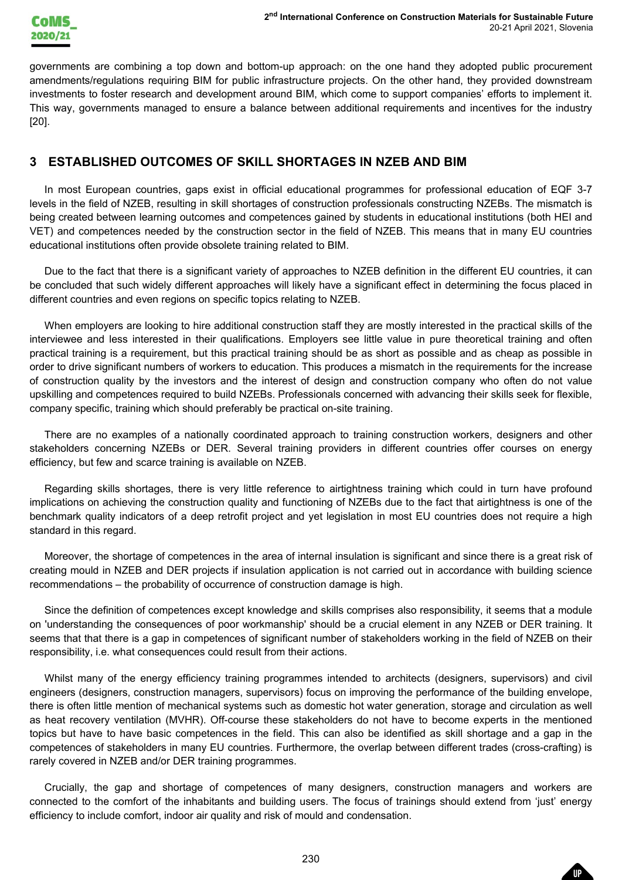governments are combining a top down and bottom-up approach: on the one hand they adopted public procurement amendments/regulations requiring BIM for public infrastructure projects. On the other hand, they provided downstream investments to foster research and development around BIM, which come to support companies' efforts to implement it. This way, governments managed to ensure a balance between additional requirements and incentives for the industry [20].

## 3 ESTABLISHED OUTCOMES OF SKILL SHORTAGES IN NZEB AND BIM

In most European countries, gaps exist in official educational programmes for professional education of EQF 3-7 levels in the field of NZEB, resulting in skill shortages of construction professionals constructing NZEBs. The mismatch is being created between learning outcomes and competences gained by students in educational institutions (both HEI and VET) and competences needed by the construction sector in the field of NZEB. This means that in many EU countries educational institutions often provide obsolete training related to BIM.

Due to the fact that there is a significant variety of approaches to NZEB definition in the different EU countries, it can be concluded that such widely different approaches will likely have a significant effect in determining the focus placed in different countries and even regions on specific topics relating to NZEB.

When employers are looking to hire additional construction staff they are mostly interested in the practical skills of the interviewee and less interested in their qualifications. Employers see little value in pure theoretical training and often practical training is a requirement, but this practical training should be as short as possible and as cheap as possible in order to drive significant numbers of workers to education. This produces a mismatch in the requirements for the increase of construction quality by the investors and the interest of design and construction company who often do not value upskilling and competences required to build NZEBs. Professionals concerned with advancing their skills seek for flexible, company specific, training which should preferably be practical on-site training.

There are no examples of a nationally coordinated approach to training construction workers, designers and other stakeholders concerning NZEBs or DER. Several training providers in different countries offer courses on energy efficiency, but few and scarce training is available on NZEB.

Regarding skills shortages, there is very little reference to airtightness training which could in turn have profound implications on achieving the construction quality and functioning of NZEBs due to the fact that airtightness is one of the benchmark quality indicators of a deep retrofit project and yet legislation in most EU countries does not require a high standard in this regard.

Moreover, the shortage of competences in the area of internal insulation is significant and since there is a great risk of creating mould in NZEB and DER projects if insulation application is not carried out in accordance with building science recommendations – the probability of occurrence of construction damage is high.

Since the definition of competences except knowledge and skills comprises also responsibility, it seems that a module on 'understanding the consequences of poor workmanship' should be a crucial element in any NZEB or DER training. It seems that that there is a gap in competences of significant number of stakeholders working in the field of NZEB on their responsibility, i.e. what consequences could result from their actions.

Whilst many of the energy efficiency training programmes intended to architects (designers, supervisors) and civil engineers (designers, construction managers, supervisors) focus on improving the performance of the building envelope, there is often little mention of mechanical systems such as domestic hot water generation, storage and circulation as well as heat recovery ventilation (MVHR). Off-course these stakeholders do not have to become experts in the mentioned topics but have to have basic competences in the field. This can also be identified as skill shortage and a gap in the competences of stakeholders in many EU countries. Furthermore, the overlap between different trades (cross-crafting) is rarely covered in NZEB and/or DER training programmes.

Crucially, the gap and shortage of competences of many designers, construction managers and workers are connected to the comfort of the inhabitants and building users. The focus of trainings should extend from 'just' energy efficiency to include comfort, indoor air quality and risk of mould and condensation.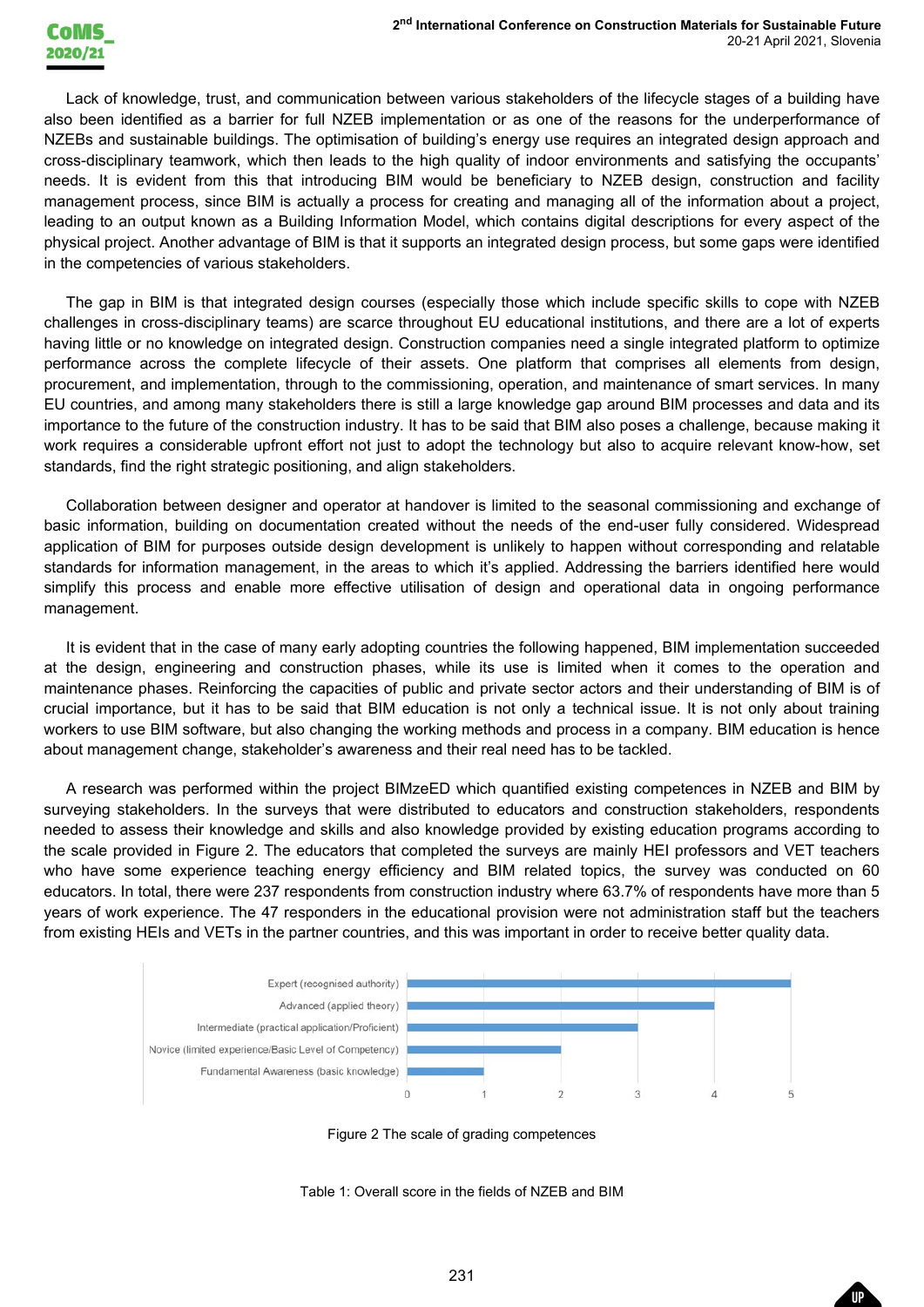Lack of knowledge, trust, and communication between various stakeholders of the lifecycle stages of a building have also been identified as a barrier for full NZEB implementation or as one of the reasons for the underperformance of NZEBs and sustainable buildings. The optimisation of building's energy use requires an integrated design approach and cross-disciplinary teamwork, which then leads to the high quality of indoor environments and satisfying the occupants' needs. It is evident from this that introducing BIM would be beneficiary to NZEB design, construction and facility management process, since BIM is actually a process for creating and managing all of the information about a project, leading to an output known as a Building Information Model, which contains digital descriptions for every aspect of the physical project. Another advantage of BIM is that it supports an integrated design process, but some gaps were identified in the competencies of various stakeholders.

The gap in BIM is that integrated design courses (especially those which include specific skills to cope with NZEB challenges in cross-disciplinary teams) are scarce throughout EU educational institutions, and there are a lot of experts having little or no knowledge on integrated design. Construction companies need a single integrated platform to optimize performance across the complete lifecycle of their assets. One platform that comprises all elements from design, procurement, and implementation, through to the commissioning, operation, and maintenance of smart services. In many EU countries, and among many stakeholders there is still a large knowledge gap around BIM processes and data and its importance to the future of the construction industry. It has to be said that BIM also poses a challenge, because making it work requires a considerable upfront effort not just to adopt the technology but also to acquire relevant know-how, set standards, find the right strategic positioning, and align stakeholders.

Collaboration between designer and operator at handover is limited to the seasonal commissioning and exchange of basic information, building on documentation created without the needs of the end-user fully considered. Widespread application of BIM for purposes outside design development is unlikely to happen without corresponding and relatable standards for information management, in the areas to which it's applied. Addressing the barriers identified here would simplify this process and enable more effective utilisation of design and operational data in ongoing performance management.

It is evident that in the case of many early adopting countries the following happened, BIM implementation succeeded at the design, engineering and construction phases, while its use is limited when it comes to the operation and maintenance phases. Reinforcing the capacities of public and private sector actors and their understanding of BIM is of crucial importance, but it has to be said that BIM education is not only a technical issue. It is not only about training workers to use BIM software, but also changing the working methods and process in a company. BIM education is hence about management change, stakeholder's awareness and their real need has to be tackled.

A research was performed within the project BIMzeED which quantified existing competences in NZEB and BIM by surveying stakeholders. In the surveys that were distributed to educators and construction stakeholders, respondents needed to assess their knowledge and skills and also knowledge provided by existing education programs according to the scale provided in Figure 2. The educators that completed the surveys are mainly HEI professors and VET teachers who have some experience teaching energy efficiency and BIM related topics, the survey was conducted on 60 educators. In total, there were 237 respondents from construction industry where 63.7% of respondents have more than 5 years of work experience. The 47 responders in the educational provision were not administration staff but the teachers from existing HEIs and VETs in the partner countries, and this was important in order to receive better quality data.

| Level | Score |
|---|---|
| Expert (recognised authority) | 5 |
| Advanced (applied theory) | 4 |
| Intermediate (practical application/Proficient) | 3 |
| Novice (limited experience/Basic Level of Competency) | 2 |
| Fundamental Awareness (basic knowledge) | 1 |

Figure 2 The scale of grading competences

Table 1: Overall score in the fields of NZEB and BIM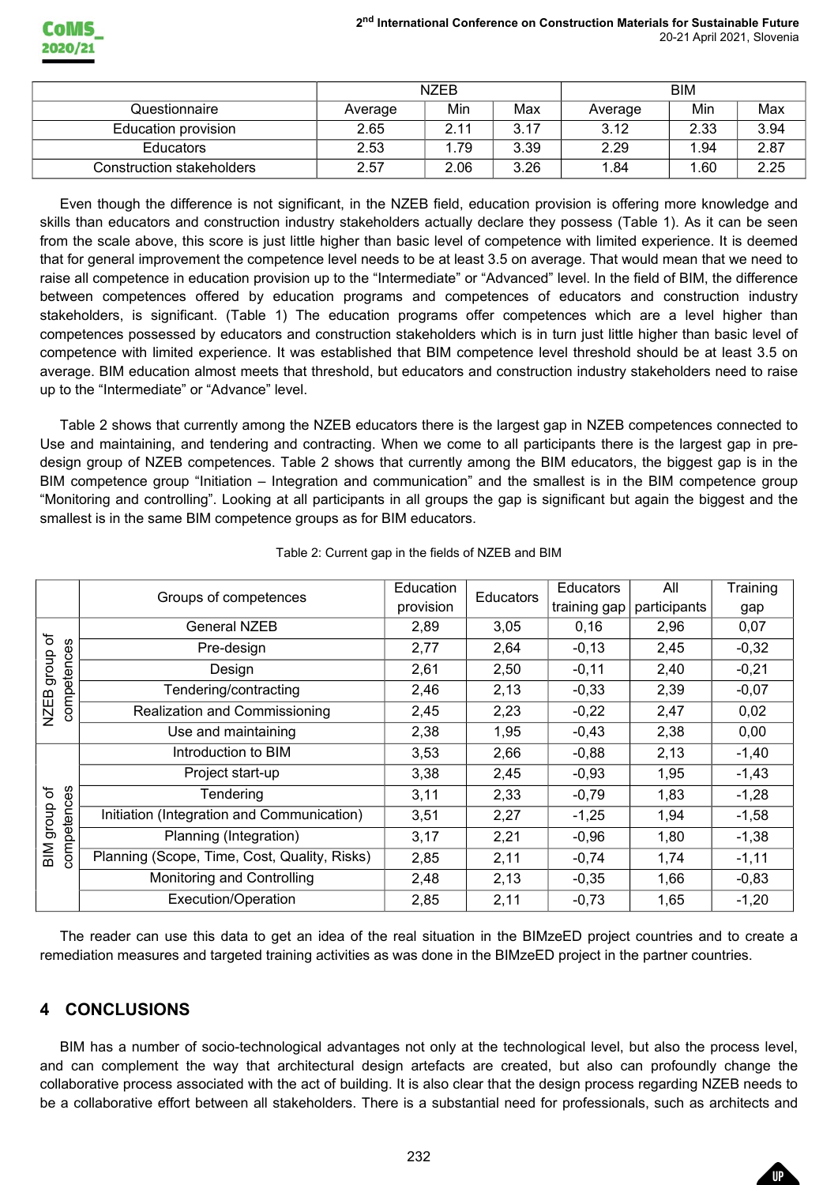| Questionnaire | NZEB | | | BIM | | |
|---|---|---|---|---|---|---|
| | Average | Min | Max | Average | Min | Max |
| Education provision | 2.65 | 2.11 | 3.17 | 3.12 | 2.33 | 3.94 |
| Educators | 2.53 | 1.79 | 3.39 | 2.29 | 1.94 | 2.87 |
| Construction stakeholders | 2.57 | 2.06 | 3.26 | 1.84 | 1.60 | 2.25 |

Even though the difference is not significant, in the NZEB field, education provision is offering more knowledge and skills than educators and construction industry stakeholders actually declare they possess (Table 1). As it can be seen from the scale above, this score is just little higher than basic level of competence with limited experience. It is deemed that for general improvement the competence level needs to be at least 3.5 on average. That would mean that we need to raise all competence in education provision up to the "Intermediate" or "Advanced" level. In the field of BIM, the difference between competences offered by education programs and competences of educators and construction industry stakeholders, is significant. (Table 1) The education programs offer competences which are a level higher than competences possessed by educators and construction stakeholders which is in turn just little higher than basic level of competence with limited experience. It was established that BIM competence level threshold should be at least 3.5 on average. BIM education almost meets that threshold, but educators and construction industry stakeholders need to raise up to the "Intermediate" or "Advance" level.

Table 2 shows that currently among the NZEB educators there is the largest gap in NZEB competences connected to Use and maintaining, and tendering and contracting. When we come to all participants there is the largest gap in pre-design group of NZEB competences. Table 2 shows that currently among the BIM educators, the biggest gap is in the BIM competence group "Initiation – Integration and communication" and the smallest is in the BIM competence group "Monitoring and controlling". Looking at all participants in all groups the gap is significant but again the biggest and the smallest is in the same BIM competence groups as for BIM educators.

Table 2: Current gap in the fields of NZEB and BIM

| | Groups of competences | Education provision | Educators | Educators training gap | All participants | Training gap |
|---|---|---|---|---|---|---|
| NZEB group of competences | General NZEB | 2,89 | 3,05 | 0,16 | 2,96 | 0,07 |
| | Pre-design | 2,77 | 2,64 | -0,13 | 2,45 | -0,32 |
| | Design | 2,61 | 2,50 | -0,11 | 2,40 | -0,21 |
| | Tendering/contracting | 2,46 | 2,13 | -0,33 | 2,39 | -0,07 |
| | Realization and Commissioning | 2,45 | 2,23 | -0,22 | 2,47 | 0,02 |
| | Use and maintaining | 2,38 | 1,95 | -0,43 | 2,38 | 0,00 |
| BIM group of competences | Introduction to BIM | 3,53 | 2,66 | -0,88 | 2,13 | -1,40 |
| | Project start-up | 3,38 | 2,45 | -0,93 | 1,95 | -1,43 |
| | Tendering | 3,11 | 2,33 | -0,79 | 1,83 | -1,28 |
| | Initiation (Integration and Communication) | 3,51 | 2,27 | -1,25 | 1,94 | -1,58 |
| | Planning (Integration) | 3,17 | 2,21 | -0,96 | 1,80 | -1,38 |
| | Planning (Scope, Time, Cost, Quality, Risks) | 2,85 | 2,11 | -0,74 | 1,74 | -1,11 |
| | Monitoring and Controlling | 2,48 | 2,13 | -0,35 | 1,66 | -0,83 |
| | Execution/Operation | 2,85 | 2,11 | -0,73 | 1,65 | -1,20 |

The reader can use this data to get an idea of the real situation in the BIMzeED project countries and to create a remediation measures and targeted training activities as was done in the BIMzeED project in the partner countries.

## 4 CONCLUSIONS

BIM has a number of socio-technological advantages not only at the technological level, but also the process level, and can complement the way that architectural design artefacts are created, but also can profoundly change the collaborative process associated with the act of building. It is also clear that the design process regarding NZEB needs to be a collaborative effort between all stakeholders. There is a substantial need for professionals, such as architects and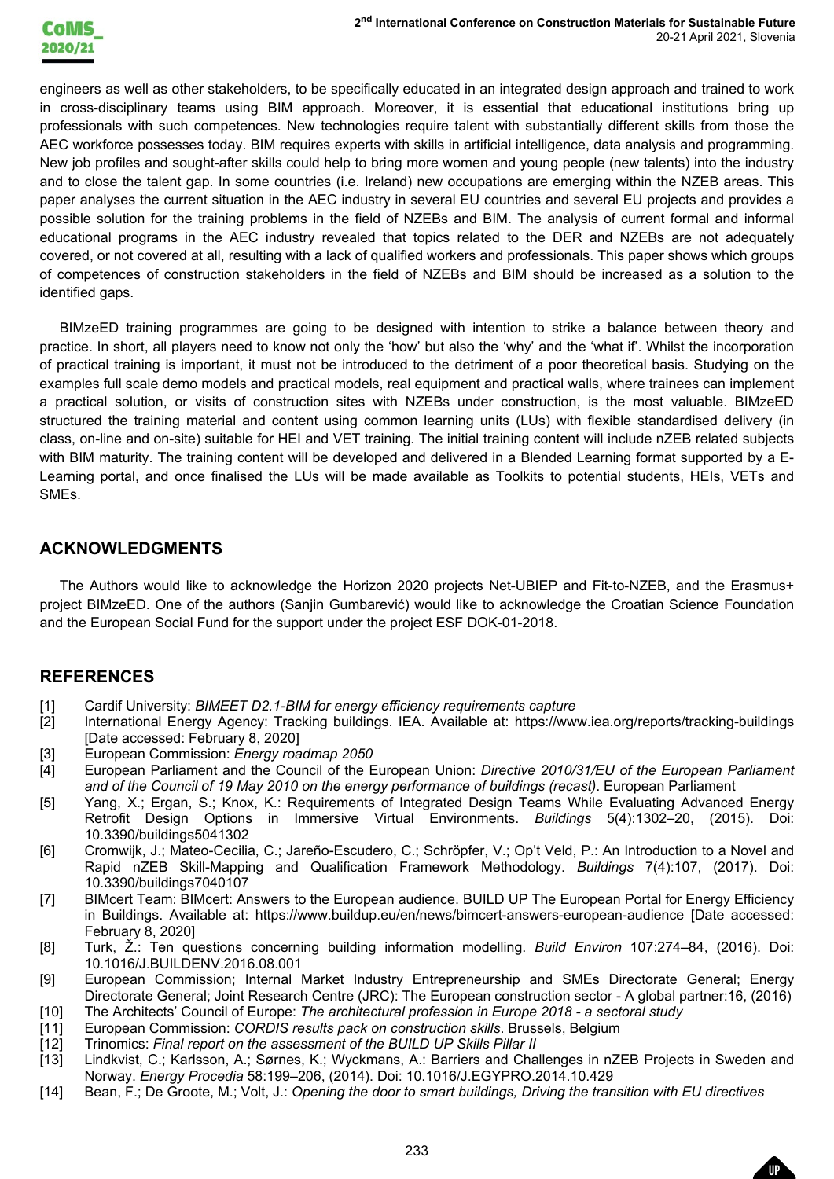engineers as well as other stakeholders, to be specifically educated in an integrated design approach and trained to work in cross-disciplinary teams using BIM approach. Moreover, it is essential that educational institutions bring up professionals with such competences. New technologies require talent with substantially different skills from those the AEC workforce possesses today. BIM requires experts with skills in artificial intelligence, data analysis and programming. New job profiles and sought-after skills could help to bring more women and young people (new talents) into the industry and to close the talent gap. In some countries (i.e. Ireland) new occupations are emerging within the NZEB areas. This paper analyses the current situation in the AEC industry in several EU countries and several EU projects and provides a possible solution for the training problems in the field of NZEBs and BIM. The analysis of current formal and informal educational programs in the AEC industry revealed that topics related to the DER and NZEBs are not adequately covered, or not covered at all, resulting with a lack of qualified workers and professionals. This paper shows which groups of competences of construction stakeholders in the field of NZEBs and BIM should be increased as a solution to the identified gaps.

BIMzeED training programmes are going to be designed with intention to strike a balance between theory and practice. In short, all players need to know not only the 'how' but also the 'why' and the 'what if'. Whilst the incorporation of practical training is important, it must not be introduced to the detriment of a poor theoretical basis. Studying on the examples full scale demo models and practical models, real equipment and practical walls, where trainees can implement a practical solution, or visits of construction sites with NZEBs under construction, is the most valuable. BIMzeED structured the training material and content using common learning units (LUs) with flexible standardised delivery (in class, on-line and on-site) suitable for HEI and VET training. The initial training content will include nZEB related subjects with BIM maturity. The training content will be developed and delivered in a Blended Learning format supported by a E-Learning portal, and once finalised the LUs will be made available as Toolkits to potential students, HEIs, VETs and SMEs.

## ACKNOWLEDGMENTS

The Authors would like to acknowledge the Horizon 2020 projects Net-UBIEP and Fit-to-NZEB, and the Erasmus+ project BIMzeED. One of the authors (Sanjin Gumbarević) would like to acknowledge the Croatian Science Foundation and the European Social Fund for the support under the project ESF DOK-01-2018.

## REFERENCES

[1] Cardif University: *BIMEET D2.1-BIM for energy efficiency requirements capture*

[2] International Energy Agency: Tracking buildings. IEA. Available at: https://www.iea.org/reports/tracking-buildings [Date accessed: February 8, 2020]

[3] European Commission: *Energy roadmap 2050*

[4] European Parliament and the Council of the European Union: *Directive 2010/31/EU of the European Parliament and of the Council of 19 May 2010 on the energy performance of buildings (recast)*. European Parliament

[5] Yang, X.; Ergan, S.; Knox, K.: Requirements of Integrated Design Teams While Evaluating Advanced Energy Retrofit Design Options in Immersive Virtual Environments. *Buildings* 5(4):1302–20, (2015). Doi: 10.3390/buildings5041302

[6] Cromwijk, J.; Mateo-Cecilia, C.; Jareño-Escudero, C.; Schröpfer, V.; Op't Veld, P.: An Introduction to a Novel and Rapid nZEB Skill-Mapping and Qualification Framework Methodology. *Buildings* 7(4):107, (2017). Doi: 10.3390/buildings7040107

[7] BIMcert Team: BIMcert: Answers to the European audience. BUILD UP The European Portal for Energy Efficiency in Buildings. Available at: https://www.buildup.eu/en/news/bimcert-answers-european-audience [Date accessed: February 8, 2020]

[8] Turk, Ž.: Ten questions concerning building information modelling. *Build Environ* 107:274–84, (2016). Doi: 10.1016/J.BUILDENV.2016.08.001

[9] European Commission; Internal Market Industry Entrepreneurship and SMEs Directorate General; Energy Directorate General; Joint Research Centre (JRC): The European construction sector - A global partner:16, (2016)

[10] The Architects' Council of Europe: *The architectural profession in Europe 2018 - a sectoral study*

[11] European Commission: *CORDIS results pack on construction skills*. Brussels, Belgium

[12] Trinomics: *Final report on the assessment of the BUILD UP Skills Pillar II*

[13] Lindkvist, C.; Karlsson, A.; Sørnes, K.; Wyckmans, A.: Barriers and Challenges in nZEB Projects in Sweden and Norway. *Energy Procedia* 58:199–206, (2014). Doi: 10.1016/J.EGYPRO.2014.10.429

[14] Bean, F.; De Groote, M.; Volt, J.: *Opening the door to smart buildings, Driving the transition with EU directives*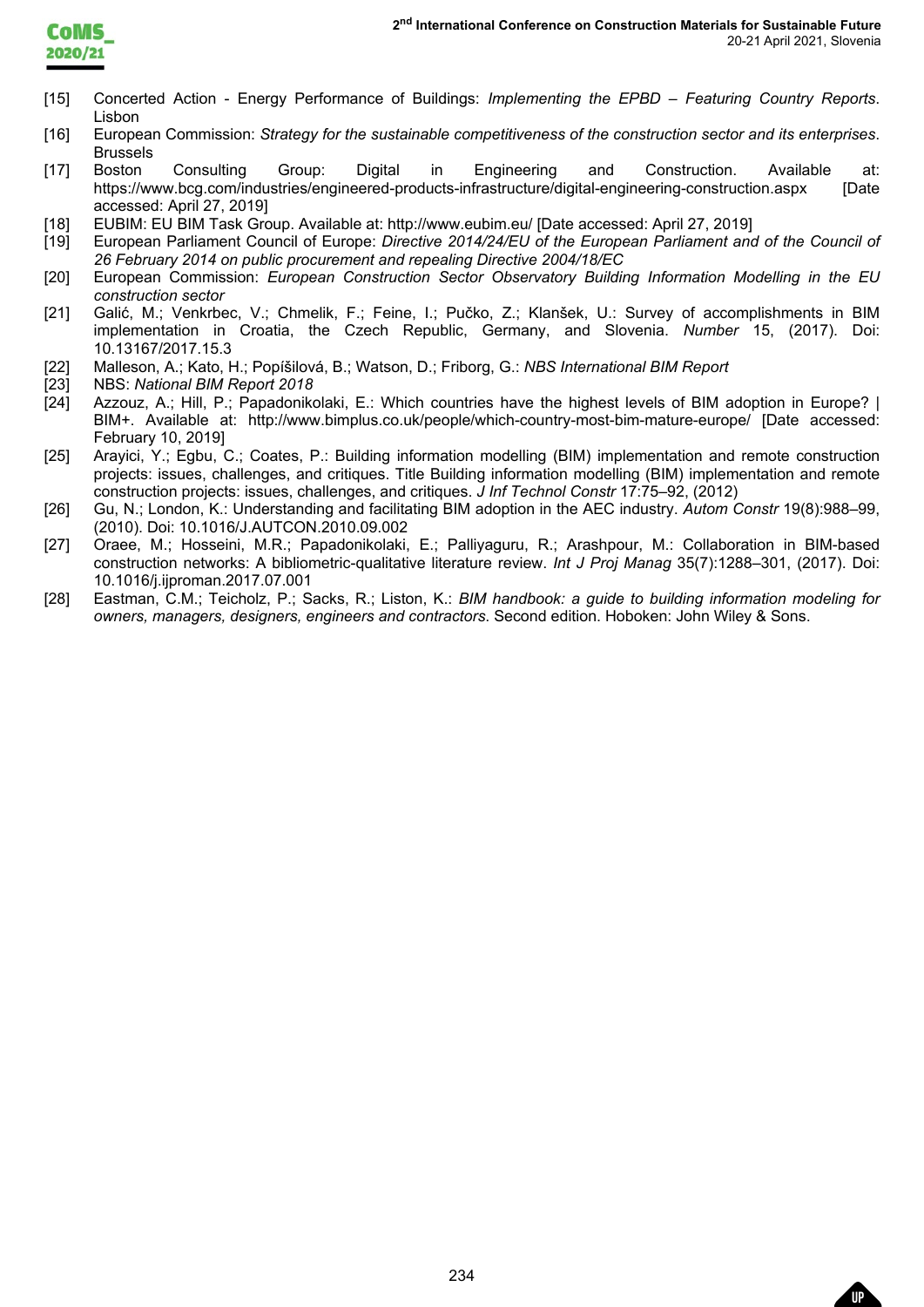[15] Concerted Action - Energy Performance of Buildings: *Implementing the EPBD – Featuring Country Reports*. Lisbon

[16] European Commission: *Strategy for the sustainable competitiveness of the construction sector and its enterprises*. Brussels

[17] Boston Consulting Group: Digital in Engineering and Construction. Available at: https://www.bcg.com/industries/engineered-products-infrastructure/digital-engineering-construction.aspx [Date accessed: April 27, 2019]

[18] EUBIM: EU BIM Task Group. Available at: http://www.eubim.eu/ [Date accessed: April 27, 2019]

[19] European Parliament Council of Europe: *Directive 2014/24/EU of the European Parliament and of the Council of 26 February 2014 on public procurement and repealing Directive 2004/18/EC*

[20] European Commission: *European Construction Sector Observatory Building Information Modelling in the EU construction sector*

[21] Galić, M.; Venkrbec, V.; Chmelik, F.; Feine, I.; Pučko, Z.; Klanšek, U.: Survey of accomplishments in BIM implementation in Croatia, the Czech Republic, Germany, and Slovenia. *Number* 15, (2017). Doi: 10.13167/2017.15.3

[22] Malleson, A.; Kato, H.; Popíšilová, B.; Watson, D.; Friborg, G.: *NBS International BIM Report*

[23] NBS: *National BIM Report 2018*

[24] Azzouz, A.; Hill, P.; Papadonikolaki, E.: Which countries have the highest levels of BIM adoption in Europe? | BIM+. Available at: http://www.bimplus.co.uk/people/which-country-most-bim-mature-europe/ [Date accessed: February 10, 2019]

[25] Arayici, Y.; Egbu, C.; Coates, P.: Building information modelling (BIM) implementation and remote construction projects: issues, challenges, and critiques. Title Building information modelling (BIM) implementation and remote construction projects: issues, challenges, and critiques. *J Inf Technol Constr* 17:75–92, (2012)

[26] Gu, N.; London, K.: Understanding and facilitating BIM adoption in the AEC industry. *Autom Constr* 19(8):988–99, (2010). Doi: 10.1016/J.AUTCON.2010.09.002

[27] Oraee, M.; Hosseini, M.R.; Papadonikolaki, E.; Palliyaguru, R.; Arashpour, M.: Collaboration in BIM-based construction networks: A bibliometric-qualitative literature review. *Int J Proj Manag* 35(7):1288–301, (2017). Doi: 10.1016/j.ijproman.2017.07.001

[28] Eastman, C.M.; Teicholz, P.; Sacks, R.; Liston, K.: *BIM handbook: a guide to building information modeling for owners, managers, designers, engineers and contractors*. Second edition. Hoboken: John Wiley & Sons.